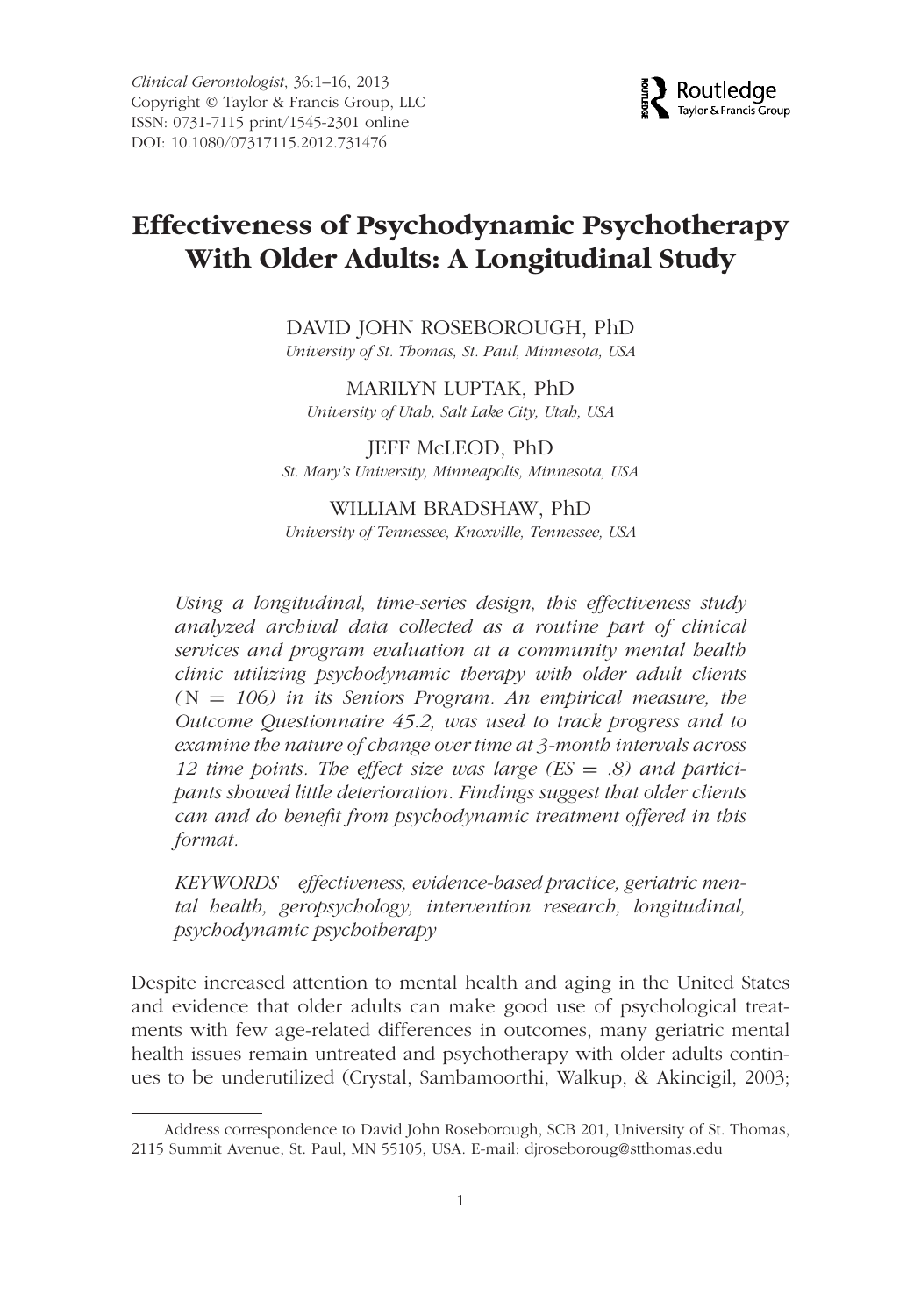*Clinical Gerontologist*, 36:1–16, 2013
Copyright © Taylor & Francis Group, LLC
ISSN: 0731-7115 print/1545-2301 online
DOI: 10.1080/07317115.2012.731476

# Effectiveness of Psychodynamic Psychotherapy With Older Adults: A Longitudinal Study

DAVID JOHN ROSEBOROUGH, PhD
*University of St. Thomas, St. Paul, Minnesota, USA*

MARILYN LUPTAK, PhD
*University of Utah, Salt Lake City, Utah, USA*

JEFF McLEOD, PhD
*St. Mary's University, Minneapolis, Minnesota, USA*

WILLIAM BRADSHAW, PhD
*University of Tennessee, Knoxville, Tennessee, USA*

*Using a longitudinal, time-series design, this effectiveness study analyzed archival data collected as a routine part of clinical services and program evaluation at a community mental health clinic utilizing psychodynamic therapy with older adult clients (N = 106) in its Seniors Program. An empirical measure, the Outcome Questionnaire 45.2, was used to track progress and to examine the nature of change over time at 3-month intervals across 12 time points. The effect size was large (ES = .8) and participants showed little deterioration. Findings suggest that older clients can and do benefit from psychodynamic treatment offered in this format.*

*KEYWORDS effectiveness, evidence-based practice, geriatric mental health, geropsychology, intervention research, longitudinal, psychodynamic psychotherapy*

Despite increased attention to mental health and aging in the United States and evidence that older adults can make good use of psychological treatments with few age-related differences in outcomes, many geriatric mental health issues remain untreated and psychotherapy with older adults continues to be underutilized (Crystal, Sambamoorthi, Walkup, & Akincigil, 2003;

Address correspondence to David John Roseborough, SCB 201, University of St. Thomas, 2115 Summit Avenue, St. Paul, MN 55105, USA. E-mail: djroseboroug@stthomas.edu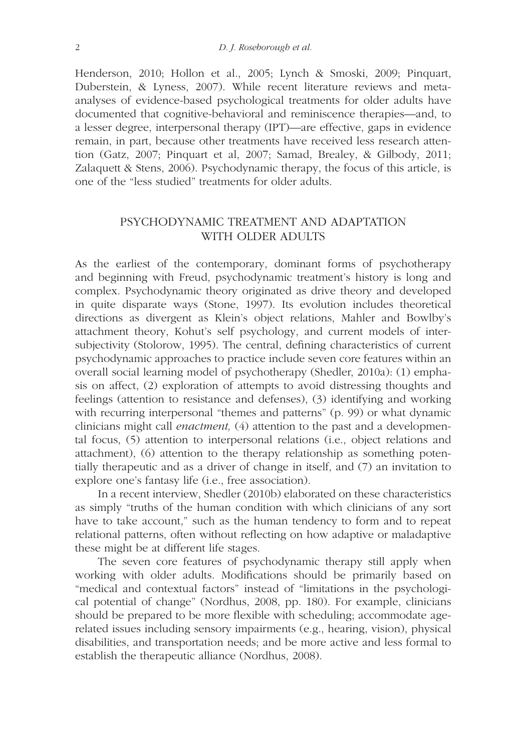Henderson, 2010; Hollon et al., 2005; Lynch & Smoski, 2009; Pinquart, Duberstein, & Lyness, 2007). While recent literature reviews and meta-analyses of evidence-based psychological treatments for older adults have documented that cognitive-behavioral and reminiscence therapies—and, to a lesser degree, interpersonal therapy (IPT)—are effective, gaps in evidence remain, in part, because other treatments have received less research attention (Gatz, 2007; Pinquart et al, 2007; Samad, Brealey, & Gilbody, 2011; Zalaquett & Stens, 2006). Psychodynamic therapy, the focus of this article, is one of the "less studied" treatments for older adults.

## PSYCHODYNAMIC TREATMENT AND ADAPTATION WITH OLDER ADULTS

As the earliest of the contemporary, dominant forms of psychotherapy and beginning with Freud, psychodynamic treatment's history is long and complex. Psychodynamic theory originated as drive theory and developed in quite disparate ways (Stone, 1997). Its evolution includes theoretical directions as divergent as Klein's object relations, Mahler and Bowlby's attachment theory, Kohut's self psychology, and current models of intersubjectivity (Stolorow, 1995). The central, defining characteristics of current psychodynamic approaches to practice include seven core features within an overall social learning model of psychotherapy (Shedler, 2010a): (1) emphasis on affect, (2) exploration of attempts to avoid distressing thoughts and feelings (attention to resistance and defenses), (3) identifying and working with recurring interpersonal "themes and patterns" (p. 99) or what dynamic clinicians might call *enactment,* (4) attention to the past and a developmental focus, (5) attention to interpersonal relations (i.e., object relations and attachment), (6) attention to the therapy relationship as something potentially therapeutic and as a driver of change in itself, and (7) an invitation to explore one's fantasy life (i.e., free association).

In a recent interview, Shedler (2010b) elaborated on these characteristics as simply "truths of the human condition with which clinicians of any sort have to take account," such as the human tendency to form and to repeat relational patterns, often without reflecting on how adaptive or maladaptive these might be at different life stages.

The seven core features of psychodynamic therapy still apply when working with older adults. Modifications should be primarily based on "medical and contextual factors" instead of "limitations in the psychological potential of change" (Nordhus, 2008, pp. 180). For example, clinicians should be prepared to be more flexible with scheduling; accommodate age-related issues including sensory impairments (e.g., hearing, vision), physical disabilities, and transportation needs; and be more active and less formal to establish the therapeutic alliance (Nordhus, 2008).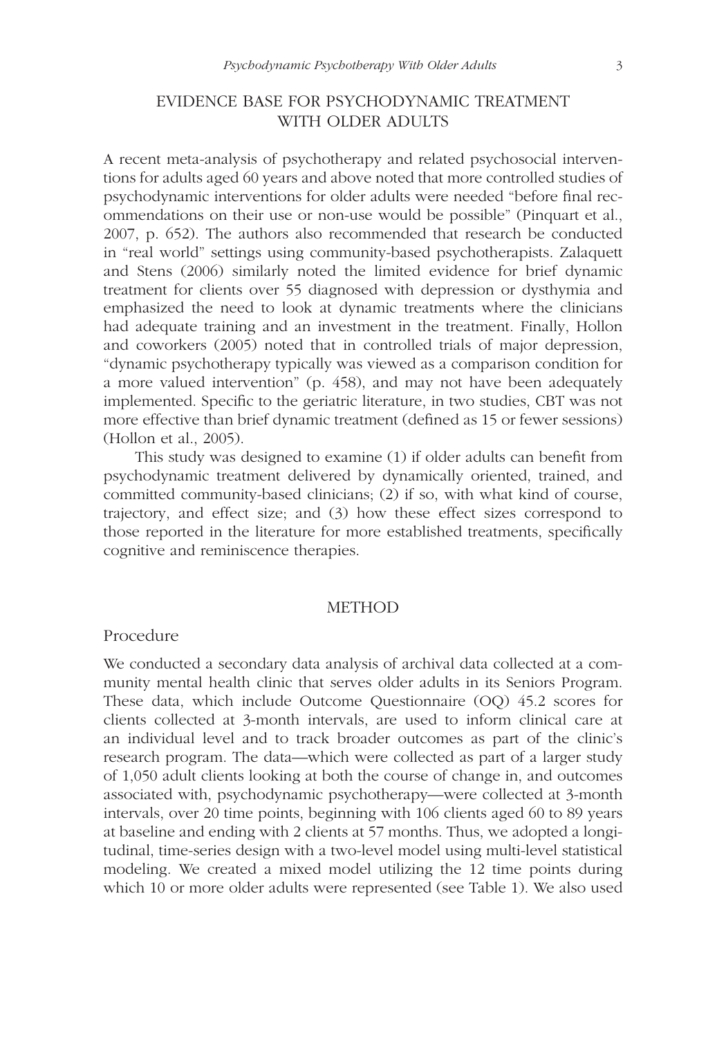## EVIDENCE BASE FOR PSYCHODYNAMIC TREATMENT WITH OLDER ADULTS

A recent meta-analysis of psychotherapy and related psychosocial interventions for adults aged 60 years and above noted that more controlled studies of psychodynamic interventions for older adults were needed "before final recommendations on their use or non-use would be possible" (Pinquart et al., 2007, p. 652). The authors also recommended that research be conducted in "real world" settings using community-based psychotherapists. Zalaquett and Stens (2006) similarly noted the limited evidence for brief dynamic treatment for clients over 55 diagnosed with depression or dysthymia and emphasized the need to look at dynamic treatments where the clinicians had adequate training and an investment in the treatment. Finally, Hollon and coworkers (2005) noted that in controlled trials of major depression, "dynamic psychotherapy typically was viewed as a comparison condition for a more valued intervention" (p. 458), and may not have been adequately implemented. Specific to the geriatric literature, in two studies, CBT was not more effective than brief dynamic treatment (defined as 15 or fewer sessions) (Hollon et al., 2005).

This study was designed to examine (1) if older adults can benefit from psychodynamic treatment delivered by dynamically oriented, trained, and committed community-based clinicians; (2) if so, with what kind of course, trajectory, and effect size; and (3) how these effect sizes correspond to those reported in the literature for more established treatments, specifically cognitive and reminiscence therapies.

## METHOD

### Procedure

We conducted a secondary data analysis of archival data collected at a community mental health clinic that serves older adults in its Seniors Program. These data, which include Outcome Questionnaire (OQ) 45.2 scores for clients collected at 3-month intervals, are used to inform clinical care at an individual level and to track broader outcomes as part of the clinic's research program. The data—which were collected as part of a larger study of 1,050 adult clients looking at both the course of change in, and outcomes associated with, psychodynamic psychotherapy—were collected at 3-month intervals, over 20 time points, beginning with 106 clients aged 60 to 89 years at baseline and ending with 2 clients at 57 months. Thus, we adopted a longitudinal, time-series design with a two-level model using multi-level statistical modeling. We created a mixed model utilizing the 12 time points during which 10 or more older adults were represented (see Table 1). We also used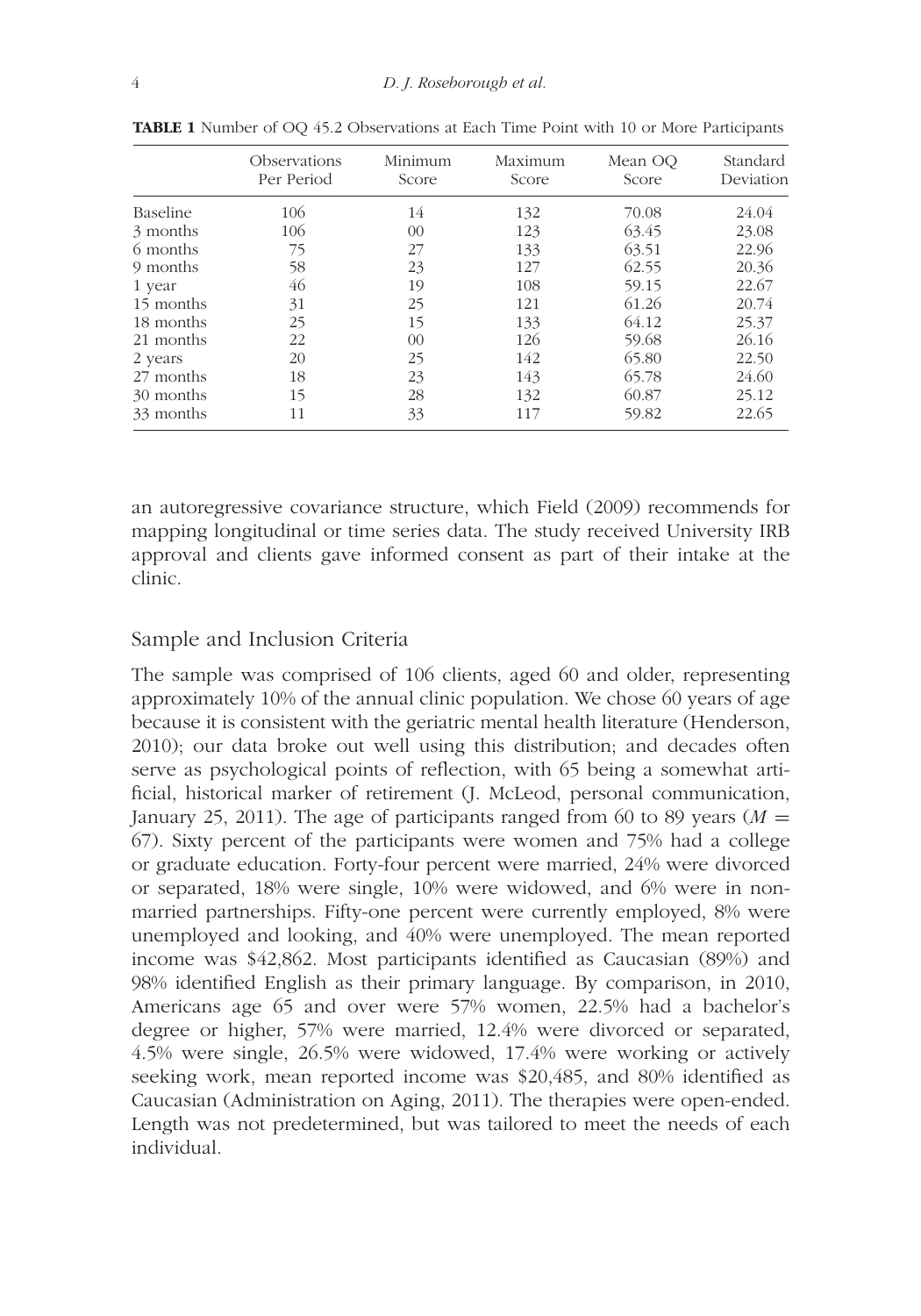**TABLE 1** Number of OQ 45.2 Observations at Each Time Point with 10 or More Participants

| | Observations Per Period | Minimum Score | Maximum Score | Mean OQ Score | Standard Deviation |
|---|---|---|---|---|---|
| Baseline | 106 | 14 | 132 | 70.08 | 24.04 |
| 3 months | 106 | 00 | 123 | 63.45 | 23.08 |
| 6 months | 75 | 27 | 133 | 63.51 | 22.96 |
| 9 months | 58 | 23 | 127 | 62.55 | 20.36 |
| 1 year | 46 | 19 | 108 | 59.15 | 22.67 |
| 15 months | 31 | 25 | 121 | 61.26 | 20.74 |
| 18 months | 25 | 15 | 133 | 64.12 | 25.37 |
| 21 months | 22 | 00 | 126 | 59.68 | 26.16 |
| 2 years | 20 | 25 | 142 | 65.80 | 22.50 |
| 27 months | 18 | 23 | 143 | 65.78 | 24.60 |
| 30 months | 15 | 28 | 132 | 60.87 | 25.12 |
| 33 months | 11 | 33 | 117 | 59.82 | 22.65 |

an autoregressive covariance structure, which Field (2009) recommends for mapping longitudinal or time series data. The study received University IRB approval and clients gave informed consent as part of their intake at the clinic.

## Sample and Inclusion Criteria

The sample was comprised of 106 clients, aged 60 and older, representing approximately 10% of the annual clinic population. We chose 60 years of age because it is consistent with the geriatric mental health literature (Henderson, 2010); our data broke out well using this distribution; and decades often serve as psychological points of reflection, with 65 being a somewhat artificial, historical marker of retirement (J. McLeod, personal communication, January 25, 2011). The age of participants ranged from 60 to 89 years ($M =$ 67). Sixty percent of the participants were women and 75% had a college or graduate education. Forty-four percent were married, 24% were divorced or separated, 18% were single, 10% were widowed, and 6% were in non-married partnerships. Fifty-one percent were currently employed, 8% were unemployed and looking, and 40% were unemployed. The mean reported income was $42,862. Most participants identified as Caucasian (89%) and 98% identified English as their primary language. By comparison, in 2010, Americans age 65 and over were 57% women, 22.5% had a bachelor's degree or higher, 57% were married, 12.4% were divorced or separated, 4.5% were single, 26.5% were widowed, 17.4% were working or actively seeking work, mean reported income was $20,485, and 80% identified as Caucasian (Administration on Aging, 2011). The therapies were open-ended. Length was not predetermined, but was tailored to meet the needs of each individual.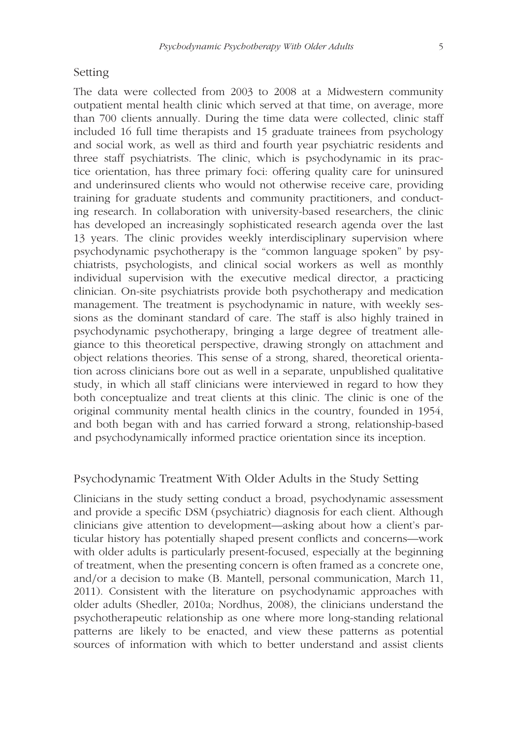## Setting

The data were collected from 2003 to 2008 at a Midwestern community outpatient mental health clinic which served at that time, on average, more than 700 clients annually. During the time data were collected, clinic staff included 16 full time therapists and 15 graduate trainees from psychology and social work, as well as third and fourth year psychiatric residents and three staff psychiatrists. The clinic, which is psychodynamic in its practice orientation, has three primary foci: offering quality care for uninsured and underinsured clients who would not otherwise receive care, providing training for graduate students and community practitioners, and conducting research. In collaboration with university-based researchers, the clinic has developed an increasingly sophisticated research agenda over the last 13 years. The clinic provides weekly interdisciplinary supervision where psychodynamic psychotherapy is the "common language spoken" by psychiatrists, psychologists, and clinical social workers as well as monthly individual supervision with the executive medical director, a practicing clinician. On-site psychiatrists provide both psychotherapy and medication management. The treatment is psychodynamic in nature, with weekly sessions as the dominant standard of care. The staff is also highly trained in psychodynamic psychotherapy, bringing a large degree of treatment allegiance to this theoretical perspective, drawing strongly on attachment and object relations theories. This sense of a strong, shared, theoretical orientation across clinicians bore out as well in a separate, unpublished qualitative study, in which all staff clinicians were interviewed in regard to how they both conceptualize and treat clients at this clinic. The clinic is one of the original community mental health clinics in the country, founded in 1954, and both began with and has carried forward a strong, relationship-based and psychodynamically informed practice orientation since its inception.

## Psychodynamic Treatment With Older Adults in the Study Setting

Clinicians in the study setting conduct a broad, psychodynamic assessment and provide a specific DSM (psychiatric) diagnosis for each client. Although clinicians give attention to development—asking about how a client's particular history has potentially shaped present conflicts and concerns—work with older adults is particularly present-focused, especially at the beginning of treatment, when the presenting concern is often framed as a concrete one, and/or a decision to make (B. Mantell, personal communication, March 11, 2011). Consistent with the literature on psychodynamic approaches with older adults (Shedler, 2010a; Nordhus, 2008), the clinicians understand the psychotherapeutic relationship as one where more long-standing relational patterns are likely to be enacted, and view these patterns as potential sources of information with which to better understand and assist clients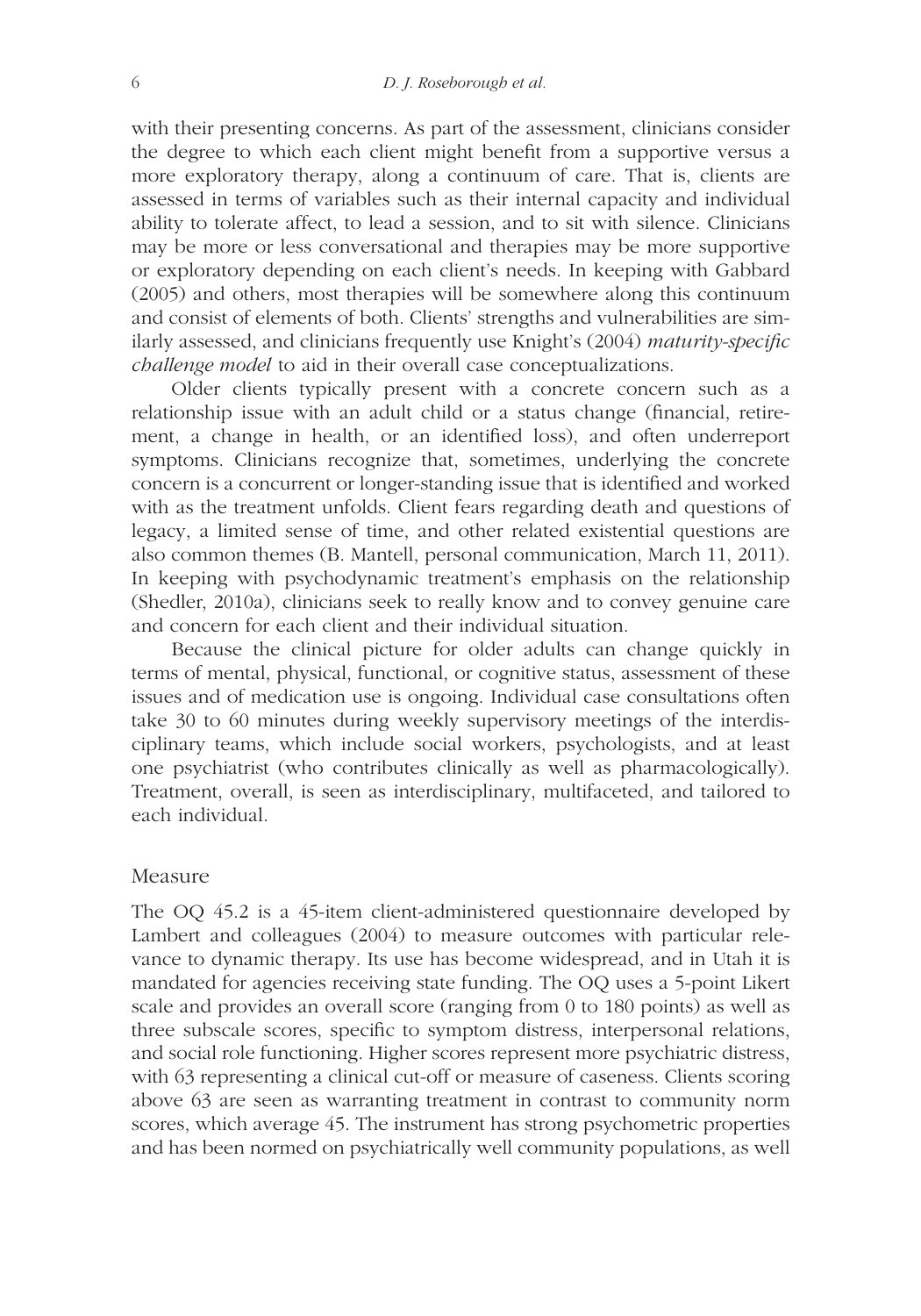with their presenting concerns. As part of the assessment, clinicians consider the degree to which each client might benefit from a supportive versus a more exploratory therapy, along a continuum of care. That is, clients are assessed in terms of variables such as their internal capacity and individual ability to tolerate affect, to lead a session, and to sit with silence. Clinicians may be more or less conversational and therapies may be more supportive or exploratory depending on each client's needs. In keeping with Gabbard (2005) and others, most therapies will be somewhere along this continuum and consist of elements of both. Clients' strengths and vulnerabilities are similarly assessed, and clinicians frequently use Knight's (2004) *maturity-specific challenge model* to aid in their overall case conceptualizations.

Older clients typically present with a concrete concern such as a relationship issue with an adult child or a status change (financial, retirement, a change in health, or an identified loss), and often underreport symptoms. Clinicians recognize that, sometimes, underlying the concrete concern is a concurrent or longer-standing issue that is identified and worked with as the treatment unfolds. Client fears regarding death and questions of legacy, a limited sense of time, and other related existential questions are also common themes (B. Mantell, personal communication, March 11, 2011). In keeping with psychodynamic treatment's emphasis on the relationship (Shedler, 2010a), clinicians seek to really know and to convey genuine care and concern for each client and their individual situation.

Because the clinical picture for older adults can change quickly in terms of mental, physical, functional, or cognitive status, assessment of these issues and of medication use is ongoing. Individual case consultations often take 30 to 60 minutes during weekly supervisory meetings of the interdisciplinary teams, which include social workers, psychologists, and at least one psychiatrist (who contributes clinically as well as pharmacologically). Treatment, overall, is seen as interdisciplinary, multifaceted, and tailored to each individual.

## Measure

The OQ 45.2 is a 45-item client-administered questionnaire developed by Lambert and colleagues (2004) to measure outcomes with particular relevance to dynamic therapy. Its use has become widespread, and in Utah it is mandated for agencies receiving state funding. The OQ uses a 5-point Likert scale and provides an overall score (ranging from 0 to 180 points) as well as three subscale scores, specific to symptom distress, interpersonal relations, and social role functioning. Higher scores represent more psychiatric distress, with 63 representing a clinical cut-off or measure of caseness. Clients scoring above 63 are seen as warranting treatment in contrast to community norm scores, which average 45. The instrument has strong psychometric properties and has been normed on psychiatrically well community populations, as well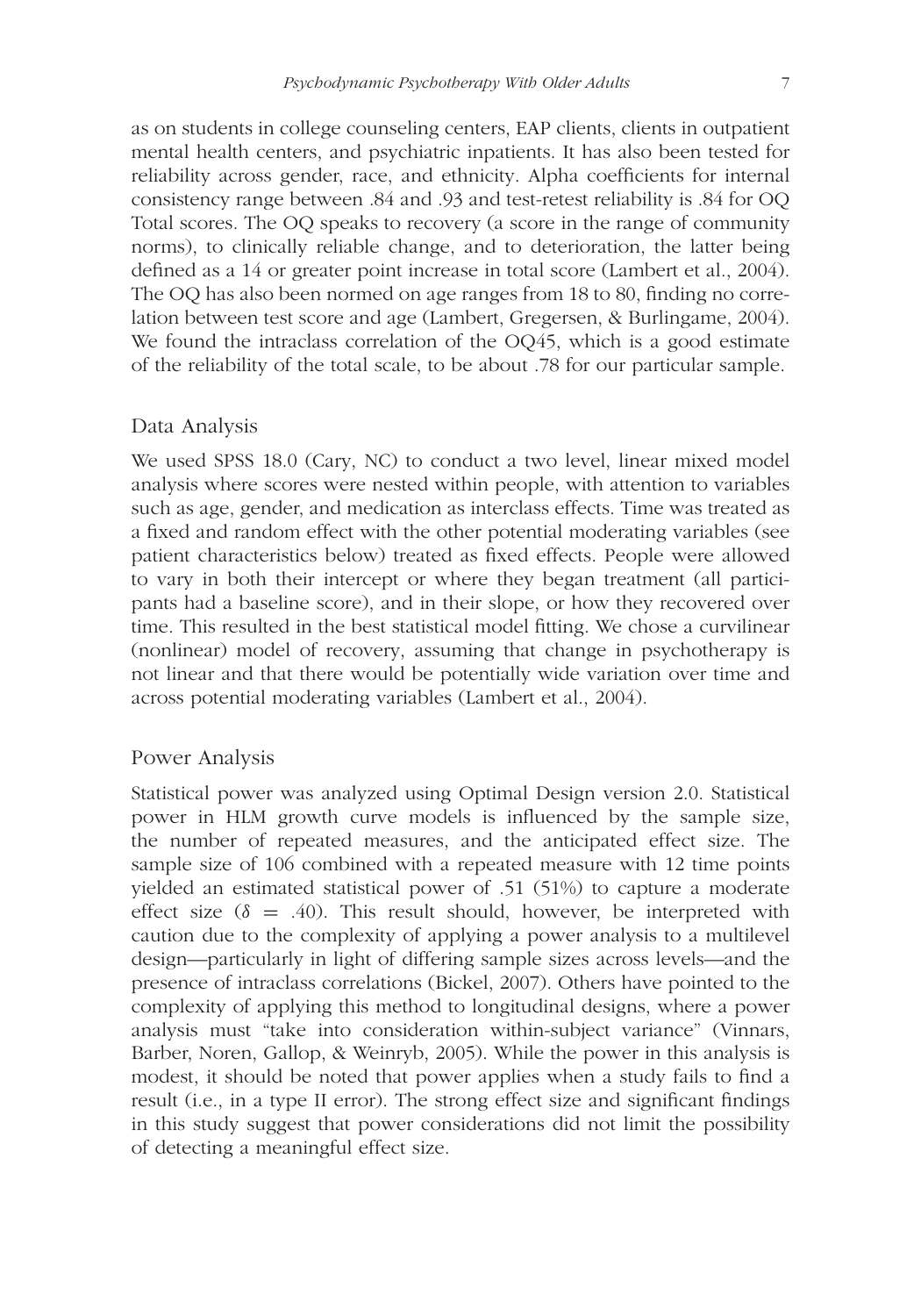as on students in college counseling centers, EAP clients, clients in outpatient mental health centers, and psychiatric inpatients. It has also been tested for reliability across gender, race, and ethnicity. Alpha coefficients for internal consistency range between .84 and .93 and test-retest reliability is .84 for OQ Total scores. The OQ speaks to recovery (a score in the range of community norms), to clinically reliable change, and to deterioration, the latter being defined as a 14 or greater point increase in total score (Lambert et al., 2004). The OQ has also been normed on age ranges from 18 to 80, finding no correlation between test score and age (Lambert, Gregersen, & Burlingame, 2004). We found the intraclass correlation of the OQ45, which is a good estimate of the reliability of the total scale, to be about .78 for our particular sample.

## Data Analysis

We used SPSS 18.0 (Cary, NC) to conduct a two level, linear mixed model analysis where scores were nested within people, with attention to variables such as age, gender, and medication as interclass effects. Time was treated as a fixed and random effect with the other potential moderating variables (see patient characteristics below) treated as fixed effects. People were allowed to vary in both their intercept or where they began treatment (all participants had a baseline score), and in their slope, or how they recovered over time. This resulted in the best statistical model fitting. We chose a curvilinear (nonlinear) model of recovery, assuming that change in psychotherapy is not linear and that there would be potentially wide variation over time and across potential moderating variables (Lambert et al., 2004).

## Power Analysis

Statistical power was analyzed using Optimal Design version 2.0. Statistical power in HLM growth curve models is influenced by the sample size, the number of repeated measures, and the anticipated effect size. The sample size of 106 combined with a repeated measure with 12 time points yielded an estimated statistical power of .51 (51%) to capture a moderate effect size ($\delta = .40$). This result should, however, be interpreted with caution due to the complexity of applying a power analysis to a multilevel design—particularly in light of differing sample sizes across levels—and the presence of intraclass correlations (Bickel, 2007). Others have pointed to the complexity of applying this method to longitudinal designs, where a power analysis must "take into consideration within-subject variance" (Vinnars, Barber, Noren, Gallop, & Weinryb, 2005). While the power in this analysis is modest, it should be noted that power applies when a study fails to find a result (i.e., in a type II error). The strong effect size and significant findings in this study suggest that power considerations did not limit the possibility of detecting a meaningful effect size.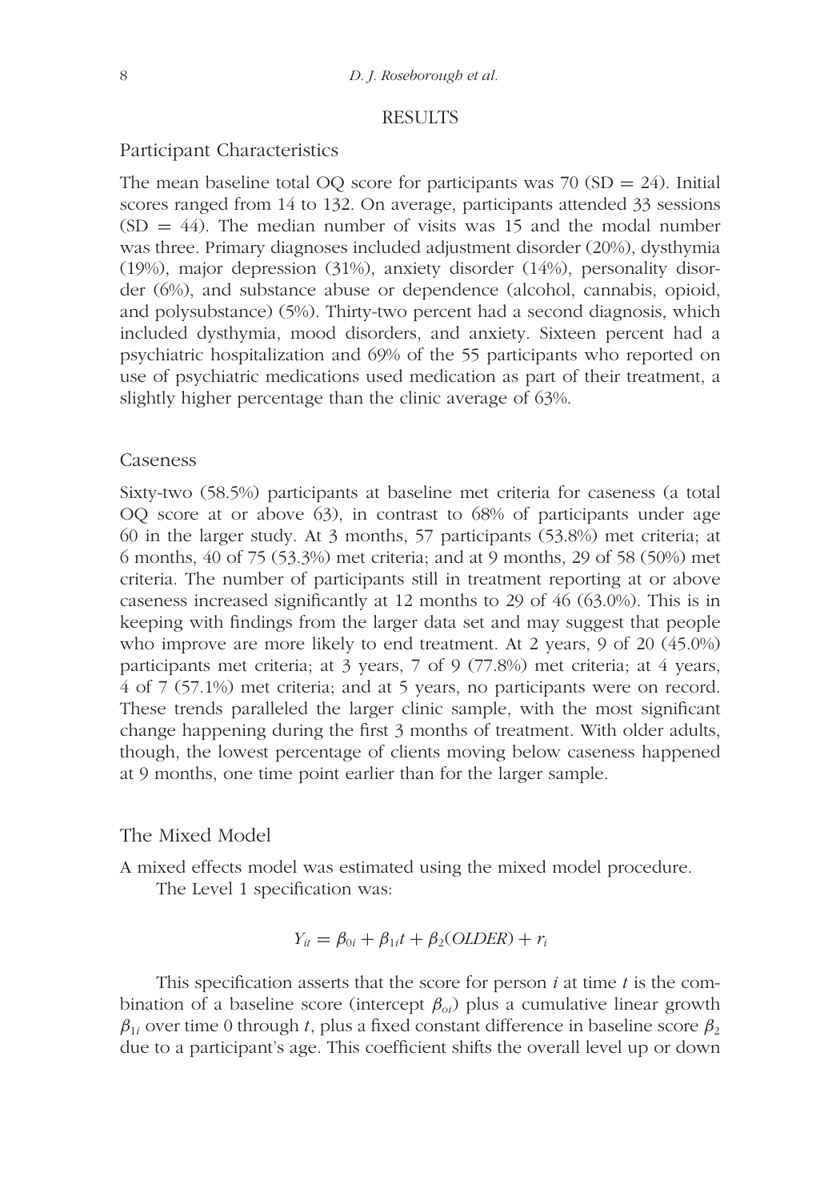## RESULTS

### Participant Characteristics

The mean baseline total OQ score for participants was 70 (SD = 24). Initial scores ranged from 14 to 132. On average, participants attended 33 sessions (SD = 44). The median number of visits was 15 and the modal number was three. Primary diagnoses included adjustment disorder (20%), dysthymia (19%), major depression (31%), anxiety disorder (14%), personality disorder (6%), and substance abuse or dependence (alcohol, cannabis, opioid, and polysubstance) (5%). Thirty-two percent had a second diagnosis, which included dysthymia, mood disorders, and anxiety. Sixteen percent had a psychiatric hospitalization and 69% of the 55 participants who reported on use of psychiatric medications used medication as part of their treatment, a slightly higher percentage than the clinic average of 63%.

### Caseness

Sixty-two (58.5%) participants at baseline met criteria for caseness (a total OQ score at or above 63), in contrast to 68% of participants under age 60 in the larger study. At 3 months, 57 participants (53.8%) met criteria; at 6 months, 40 of 75 (53.3%) met criteria; and at 9 months, 29 of 58 (50%) met criteria. The number of participants still in treatment reporting at or above caseness increased significantly at 12 months to 29 of 46 (63.0%). This is in keeping with findings from the larger data set and may suggest that people who improve are more likely to end treatment. At 2 years, 9 of 20 (45.0%) participants met criteria; at 3 years, 7 of 9 (77.8%) met criteria; at 4 years, 4 of 7 (57.1%) met criteria; and at 5 years, no participants were on record. These trends paralleled the larger clinic sample, with the most significant change happening during the first 3 months of treatment. With older adults, though, the lowest percentage of clients moving below caseness happened at 9 months, one time point earlier than for the larger sample.

### The Mixed Model

A mixed effects model was estimated using the mixed model procedure.

The Level 1 specification was:

$$Y_{it} = \beta_{0i} + \beta_{1i}t + \beta_2(OLDER) + r_i$$

This specification asserts that the score for person $i$ at time $t$ is the combination of a baseline score (intercept $\beta_{oi}$) plus a cumulative linear growth $\beta_{1i}$ over time 0 through $t$, plus a fixed constant difference in baseline score $\beta_2$ due to a participant's age. This coefficient shifts the overall level up or down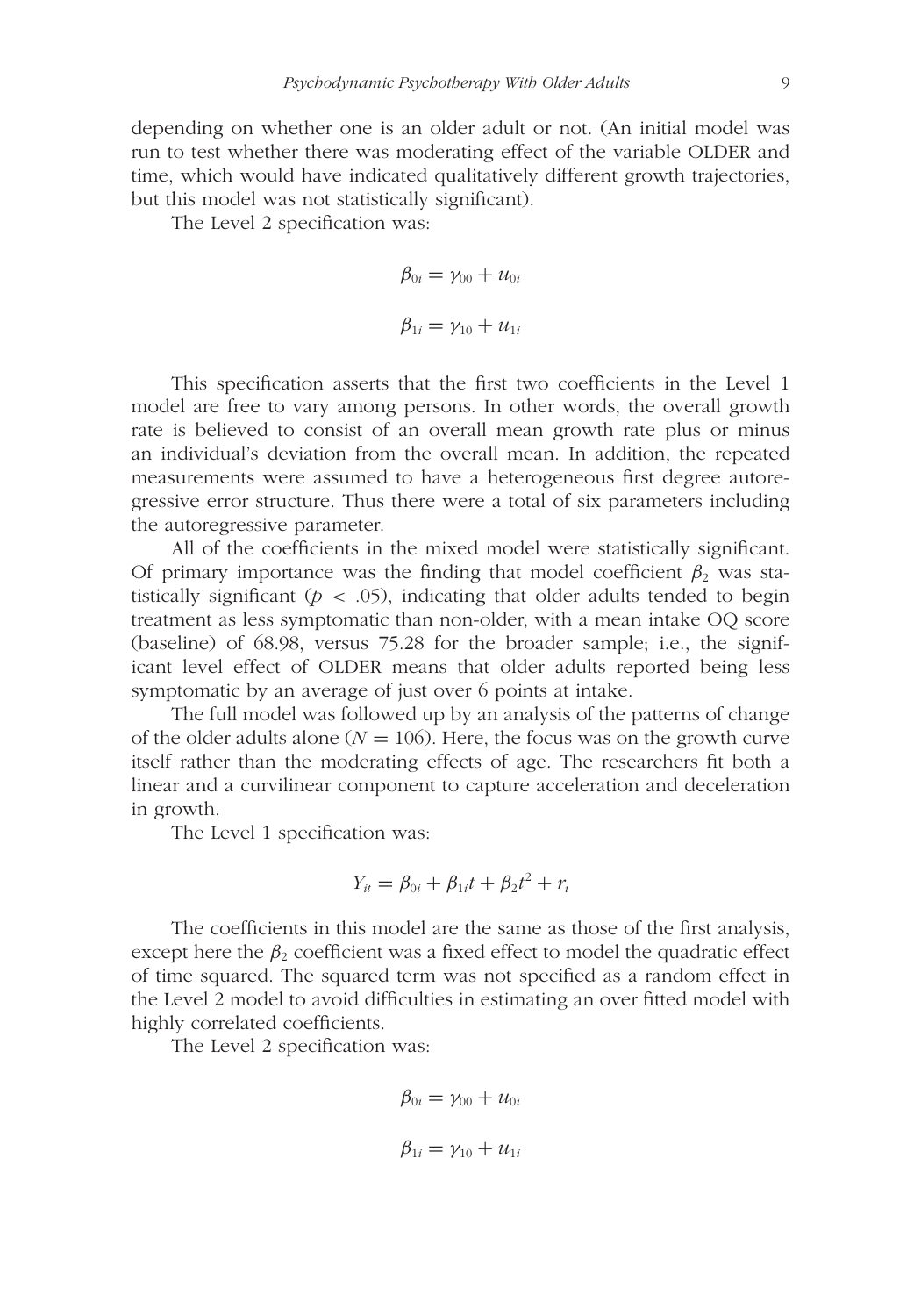depending on whether one is an older adult or not. (An initial model was run to test whether there was moderating effect of the variable OLDER and time, which would have indicated qualitatively different growth trajectories, but this model was not statistically significant).

The Level 2 specification was:

$$\beta_{0i} = \gamma_{00} + u_{0i}$$

$$\beta_{1i} = \gamma_{10} + u_{1i}$$

This specification asserts that the first two coefficients in the Level 1 model are free to vary among persons. In other words, the overall growth rate is believed to consist of an overall mean growth rate plus or minus an individual's deviation from the overall mean. In addition, the repeated measurements were assumed to have a heterogeneous first degree autoregressive error structure. Thus there were a total of six parameters including the autoregressive parameter.

All of the coefficients in the mixed model were statistically significant. Of primary importance was the finding that model coefficient $\beta_2$ was statistically significant ($p < .05$), indicating that older adults tended to begin treatment as less symptomatic than non-older, with a mean intake OQ score (baseline) of 68.98, versus 75.28 for the broader sample; i.e., the significant level effect of OLDER means that older adults reported being less symptomatic by an average of just over 6 points at intake.

The full model was followed up by an analysis of the patterns of change of the older adults alone ($N = 106$). Here, the focus was on the growth curve itself rather than the moderating effects of age. The researchers fit both a linear and a curvilinear component to capture acceleration and deceleration in growth.

The Level 1 specification was:

$$Y_{it} = \beta_{0i} + \beta_{1i}t + \beta_2 t^2 + r_i$$

The coefficients in this model are the same as those of the first analysis, except here the $\beta_2$ coefficient was a fixed effect to model the quadratic effect of time squared. The squared term was not specified as a random effect in the Level 2 model to avoid difficulties in estimating an over fitted model with highly correlated coefficients.

The Level 2 specification was:

$$\beta_{0i} = \gamma_{00} + u_{0i}$$

$$\beta_{1i} = \gamma_{10} + u_{1i}$$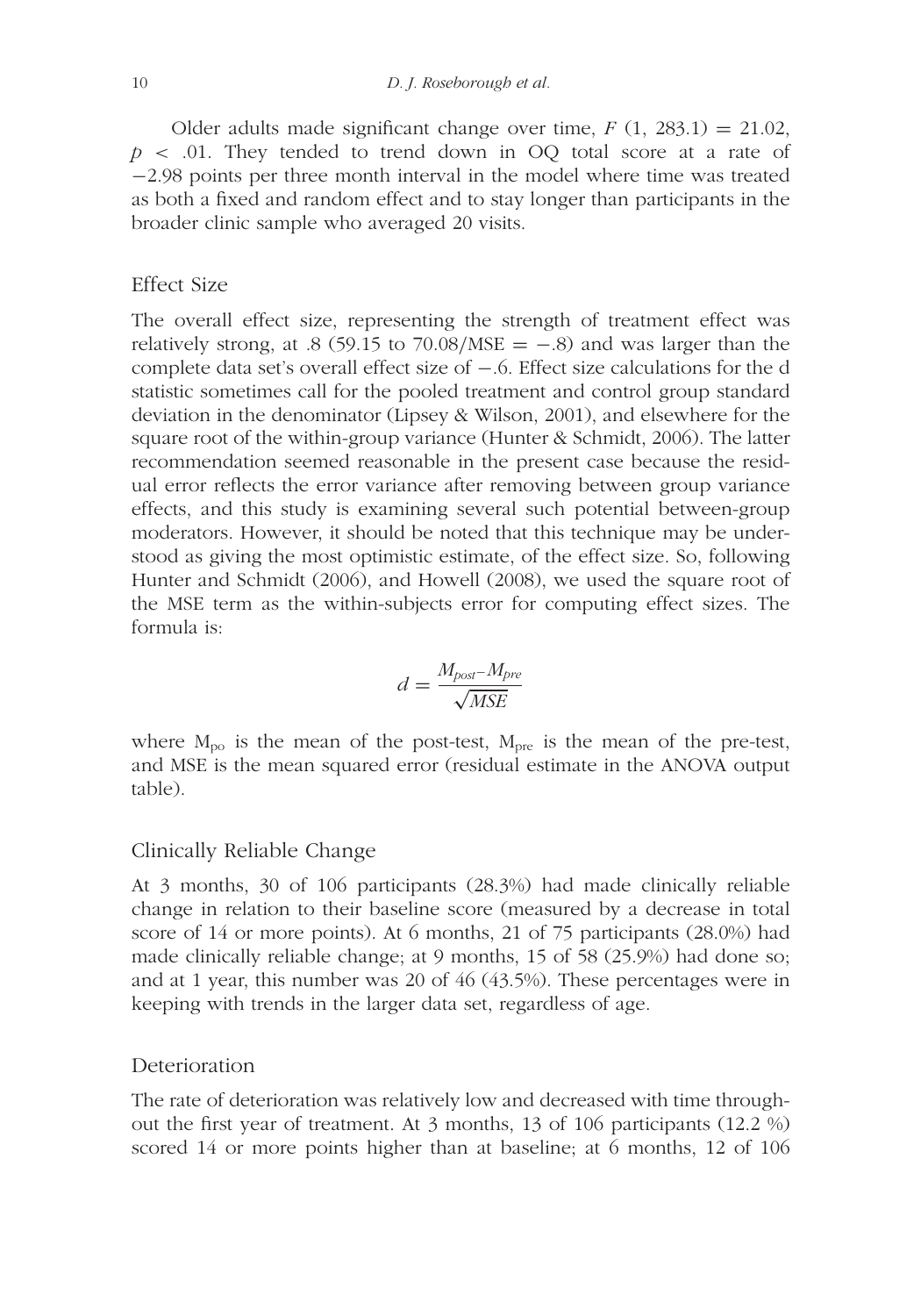Older adults made significant change over time, $F$ (1, 283.1) = 21.02, $p < .01$. They tended to trend down in OQ total score at a rate of −2.98 points per three month interval in the model where time was treated as both a fixed and random effect and to stay longer than participants in the broader clinic sample who averaged 20 visits.

## Effect Size

The overall effect size, representing the strength of treatment effect was relatively strong, at .8 (59.15 to 70.08/MSE = −.8) and was larger than the complete data set's overall effect size of −.6. Effect size calculations for the d statistic sometimes call for the pooled treatment and control group standard deviation in the denominator (Lipsey & Wilson, 2001), and elsewhere for the square root of the within-group variance (Hunter & Schmidt, 2006). The latter recommendation seemed reasonable in the present case because the residual error reflects the error variance after removing between group variance effects, and this study is examining several such potential between-group moderators. However, it should be noted that this technique may be understood as giving the most optimistic estimate, of the effect size. So, following Hunter and Schmidt (2006), and Howell (2008), we used the square root of the MSE term as the within-subjects error for computing effect sizes. The formula is:

$$d = \frac{M_{post} - M_{pre}}{\sqrt{MSE}}$$

where $M_{po}$ is the mean of the post-test, $M_{pre}$ is the mean of the pre-test, and MSE is the mean squared error (residual estimate in the ANOVA output table).

## Clinically Reliable Change

At 3 months, 30 of 106 participants (28.3%) had made clinically reliable change in relation to their baseline score (measured by a decrease in total score of 14 or more points). At 6 months, 21 of 75 participants (28.0%) had made clinically reliable change; at 9 months, 15 of 58 (25.9%) had done so; and at 1 year, this number was 20 of 46 (43.5%). These percentages were in keeping with trends in the larger data set, regardless of age.

## Deterioration

The rate of deterioration was relatively low and decreased with time throughout the first year of treatment. At 3 months, 13 of 106 participants (12.2 %) scored 14 or more points higher than at baseline; at 6 months, 12 of 106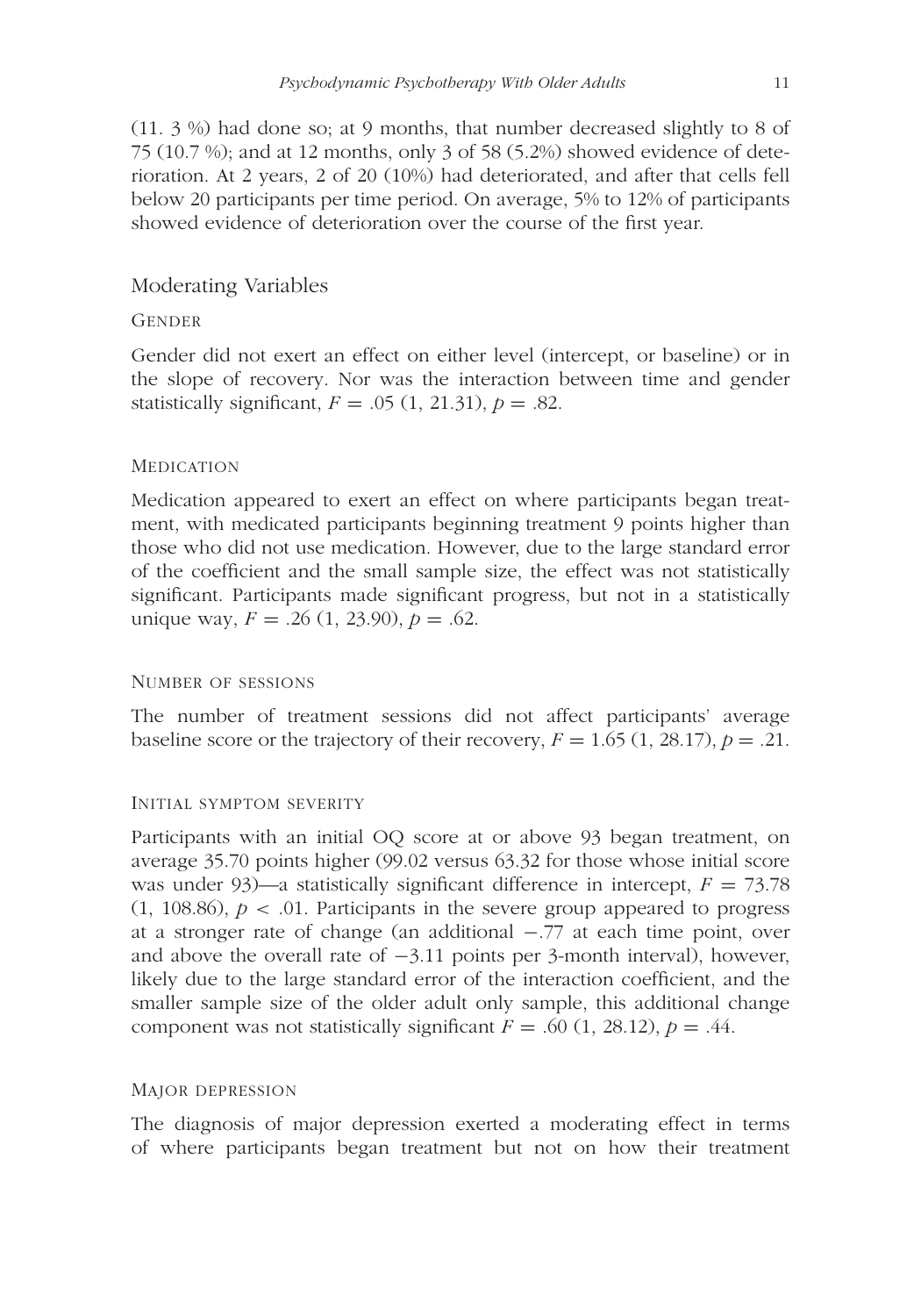(11. 3 %) had done so; at 9 months, that number decreased slightly to 8 of 75 (10.7 %); and at 12 months, only 3 of 58 (5.2%) showed evidence of deterioration. At 2 years, 2 of 20 (10%) had deteriorated, and after that cells fell below 20 participants per time period. On average, 5% to 12% of participants showed evidence of deterioration over the course of the first year.

## Moderating Variables

### Gender

Gender did not exert an effect on either level (intercept, or baseline) or in the slope of recovery. Nor was the interaction between time and gender statistically significant, $F = .05$ (1, 21.31), $p = .82$.

### Medication

Medication appeared to exert an effect on where participants began treatment, with medicated participants beginning treatment 9 points higher than those who did not use medication. However, due to the large standard error of the coefficient and the small sample size, the effect was not statistically significant. Participants made significant progress, but not in a statistically unique way, $F = .26$ (1, 23.90), $p = .62$.

### Number of sessions

The number of treatment sessions did not affect participants' average baseline score or the trajectory of their recovery, $F = 1.65$ (1, 28.17), $p = .21$.

### Initial symptom severity

Participants with an initial OQ score at or above 93 began treatment, on average 35.70 points higher (99.02 versus 63.32 for those whose initial score was under 93)—a statistically significant difference in intercept, $F = 73.78$ (1, 108.86), $p < .01$. Participants in the severe group appeared to progress at a stronger rate of change (an additional $-.77$ at each time point, over and above the overall rate of $-3.11$ points per 3-month interval), however, likely due to the large standard error of the interaction coefficient, and the smaller sample size of the older adult only sample, this additional change component was not statistically significant $F = .60$ (1, 28.12), $p = .44$.

### Major depression

The diagnosis of major depression exerted a moderating effect in terms of where participants began treatment but not on how their treatment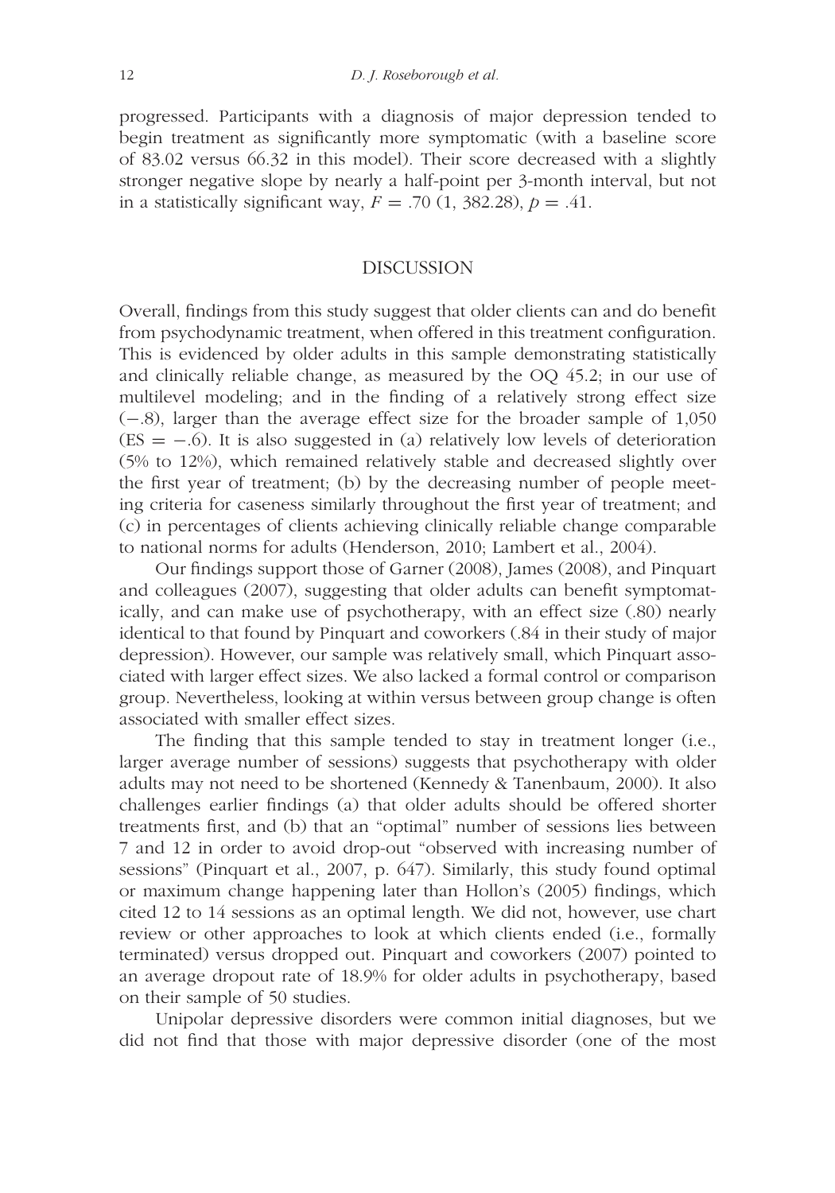progressed. Participants with a diagnosis of major depression tended to begin treatment as significantly more symptomatic (with a baseline score of 83.02 versus 66.32 in this model). Their score decreased with a slightly stronger negative slope by nearly a half-point per 3-month interval, but not in a statistically significant way, $F = .70$ (1, 382.28), $p = .41$.

## DISCUSSION

Overall, findings from this study suggest that older clients can and do benefit from psychodynamic treatment, when offered in this treatment configuration. This is evidenced by older adults in this sample demonstrating statistically and clinically reliable change, as measured by the OQ 45.2; in our use of multilevel modeling; and in the finding of a relatively strong effect size (−.8), larger than the average effect size for the broader sample of 1,050 (ES = −.6). It is also suggested in (a) relatively low levels of deterioration (5% to 12%), which remained relatively stable and decreased slightly over the first year of treatment; (b) by the decreasing number of people meeting criteria for caseness similarly throughout the first year of treatment; and (c) in percentages of clients achieving clinically reliable change comparable to national norms for adults (Henderson, 2010; Lambert et al., 2004).

Our findings support those of Garner (2008), James (2008), and Pinquart and colleagues (2007), suggesting that older adults can benefit symptomatically, and can make use of psychotherapy, with an effect size (.80) nearly identical to that found by Pinquart and coworkers (.84 in their study of major depression). However, our sample was relatively small, which Pinquart associated with larger effect sizes. We also lacked a formal control or comparison group. Nevertheless, looking at within versus between group change is often associated with smaller effect sizes.

The finding that this sample tended to stay in treatment longer (i.e., larger average number of sessions) suggests that psychotherapy with older adults may not need to be shortened (Kennedy & Tanenbaum, 2000). It also challenges earlier findings (a) that older adults should be offered shorter treatments first, and (b) that an "optimal" number of sessions lies between 7 and 12 in order to avoid drop-out "observed with increasing number of sessions" (Pinquart et al., 2007, p. 647). Similarly, this study found optimal or maximum change happening later than Hollon's (2005) findings, which cited 12 to 14 sessions as an optimal length. We did not, however, use chart review or other approaches to look at which clients ended (i.e., formally terminated) versus dropped out. Pinquart and coworkers (2007) pointed to an average dropout rate of 18.9% for older adults in psychotherapy, based on their sample of 50 studies.

Unipolar depressive disorders were common initial diagnoses, but we did not find that those with major depressive disorder (one of the most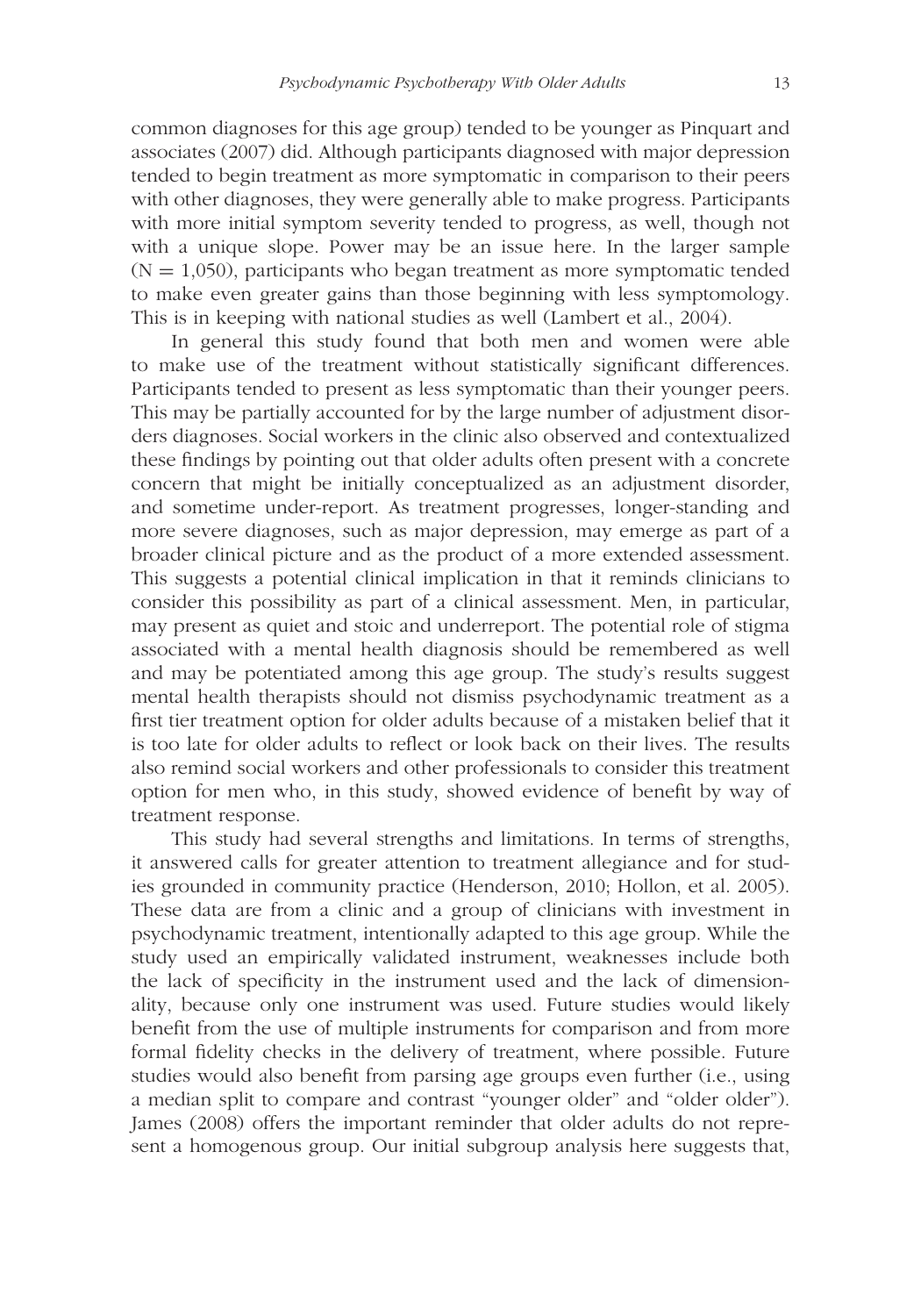common diagnoses for this age group) tended to be younger as Pinquart and associates (2007) did. Although participants diagnosed with major depression tended to begin treatment as more symptomatic in comparison to their peers with other diagnoses, they were generally able to make progress. Participants with more initial symptom severity tended to progress, as well, though not with a unique slope. Power may be an issue here. In the larger sample ($N = 1{,}050$), participants who began treatment as more symptomatic tended to make even greater gains than those beginning with less symptomology. This is in keeping with national studies as well (Lambert et al., 2004).

In general this study found that both men and women were able to make use of the treatment without statistically significant differences. Participants tended to present as less symptomatic than their younger peers. This may be partially accounted for by the large number of adjustment disorders diagnoses. Social workers in the clinic also observed and contextualized these findings by pointing out that older adults often present with a concrete concern that might be initially conceptualized as an adjustment disorder, and sometime under-report. As treatment progresses, longer-standing and more severe diagnoses, such as major depression, may emerge as part of a broader clinical picture and as the product of a more extended assessment. This suggests a potential clinical implication in that it reminds clinicians to consider this possibility as part of a clinical assessment. Men, in particular, may present as quiet and stoic and underreport. The potential role of stigma associated with a mental health diagnosis should be remembered as well and may be potentiated among this age group. The study's results suggest mental health therapists should not dismiss psychodynamic treatment as a first tier treatment option for older adults because of a mistaken belief that it is too late for older adults to reflect or look back on their lives. The results also remind social workers and other professionals to consider this treatment option for men who, in this study, showed evidence of benefit by way of treatment response.

This study had several strengths and limitations. In terms of strengths, it answered calls for greater attention to treatment allegiance and for studies grounded in community practice (Henderson, 2010; Hollon, et al. 2005). These data are from a clinic and a group of clinicians with investment in psychodynamic treatment, intentionally adapted to this age group. While the study used an empirically validated instrument, weaknesses include both the lack of specificity in the instrument used and the lack of dimensionality, because only one instrument was used. Future studies would likely benefit from the use of multiple instruments for comparison and from more formal fidelity checks in the delivery of treatment, where possible. Future studies would also benefit from parsing age groups even further (i.e., using a median split to compare and contrast "younger older" and "older older"). James (2008) offers the important reminder that older adults do not represent a homogenous group. Our initial subgroup analysis here suggests that,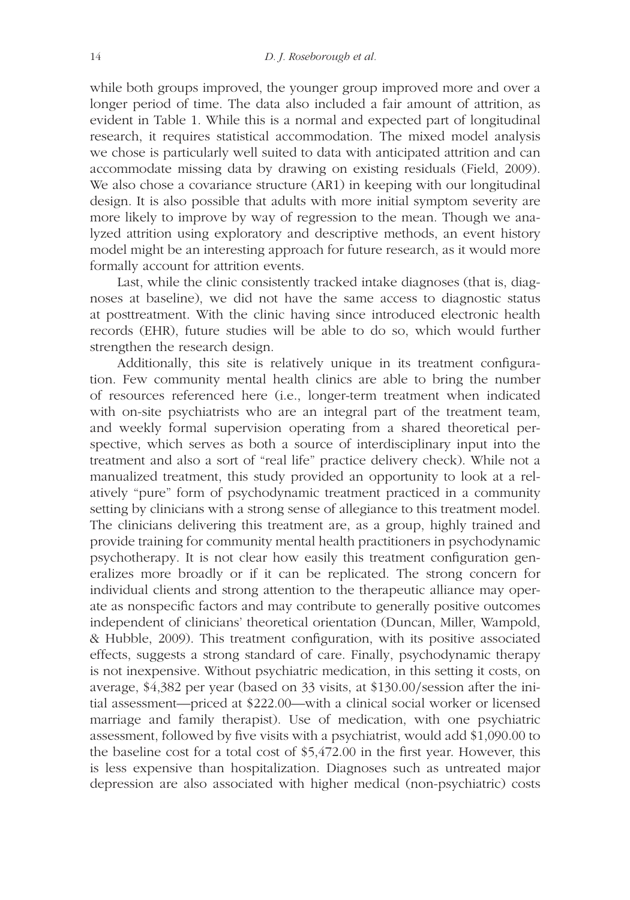while both groups improved, the younger group improved more and over a longer period of time. The data also included a fair amount of attrition, as evident in Table 1. While this is a normal and expected part of longitudinal research, it requires statistical accommodation. The mixed model analysis we chose is particularly well suited to data with anticipated attrition and can accommodate missing data by drawing on existing residuals (Field, 2009). We also chose a covariance structure (AR1) in keeping with our longitudinal design. It is also possible that adults with more initial symptom severity are more likely to improve by way of regression to the mean. Though we analyzed attrition using exploratory and descriptive methods, an event history model might be an interesting approach for future research, as it would more formally account for attrition events.

Last, while the clinic consistently tracked intake diagnoses (that is, diagnoses at baseline), we did not have the same access to diagnostic status at posttreatment. With the clinic having since introduced electronic health records (EHR), future studies will be able to do so, which would further strengthen the research design.

Additionally, this site is relatively unique in its treatment configuration. Few community mental health clinics are able to bring the number of resources referenced here (i.e., longer-term treatment when indicated with on-site psychiatrists who are an integral part of the treatment team, and weekly formal supervision operating from a shared theoretical perspective, which serves as both a source of interdisciplinary input into the treatment and also a sort of "real life" practice delivery check). While not a manualized treatment, this study provided an opportunity to look at a relatively "pure" form of psychodynamic treatment practiced in a community setting by clinicians with a strong sense of allegiance to this treatment model. The clinicians delivering this treatment are, as a group, highly trained and provide training for community mental health practitioners in psychodynamic psychotherapy. It is not clear how easily this treatment configuration generalizes more broadly or if it can be replicated. The strong concern for individual clients and strong attention to the therapeutic alliance may operate as nonspecific factors and may contribute to generally positive outcomes independent of clinicians' theoretical orientation (Duncan, Miller, Wampold, & Hubble, 2009). This treatment configuration, with its positive associated effects, suggests a strong standard of care. Finally, psychodynamic therapy is not inexpensive. Without psychiatric medication, in this setting it costs, on average, $4,382 per year (based on 33 visits, at $130.00/session after the initial assessment—priced at $222.00—with a clinical social worker or licensed marriage and family therapist). Use of medication, with one psychiatric assessment, followed by five visits with a psychiatrist, would add $1,090.00 to the baseline cost for a total cost of $5,472.00 in the first year. However, this is less expensive than hospitalization. Diagnoses such as untreated major depression are also associated with higher medical (non-psychiatric) costs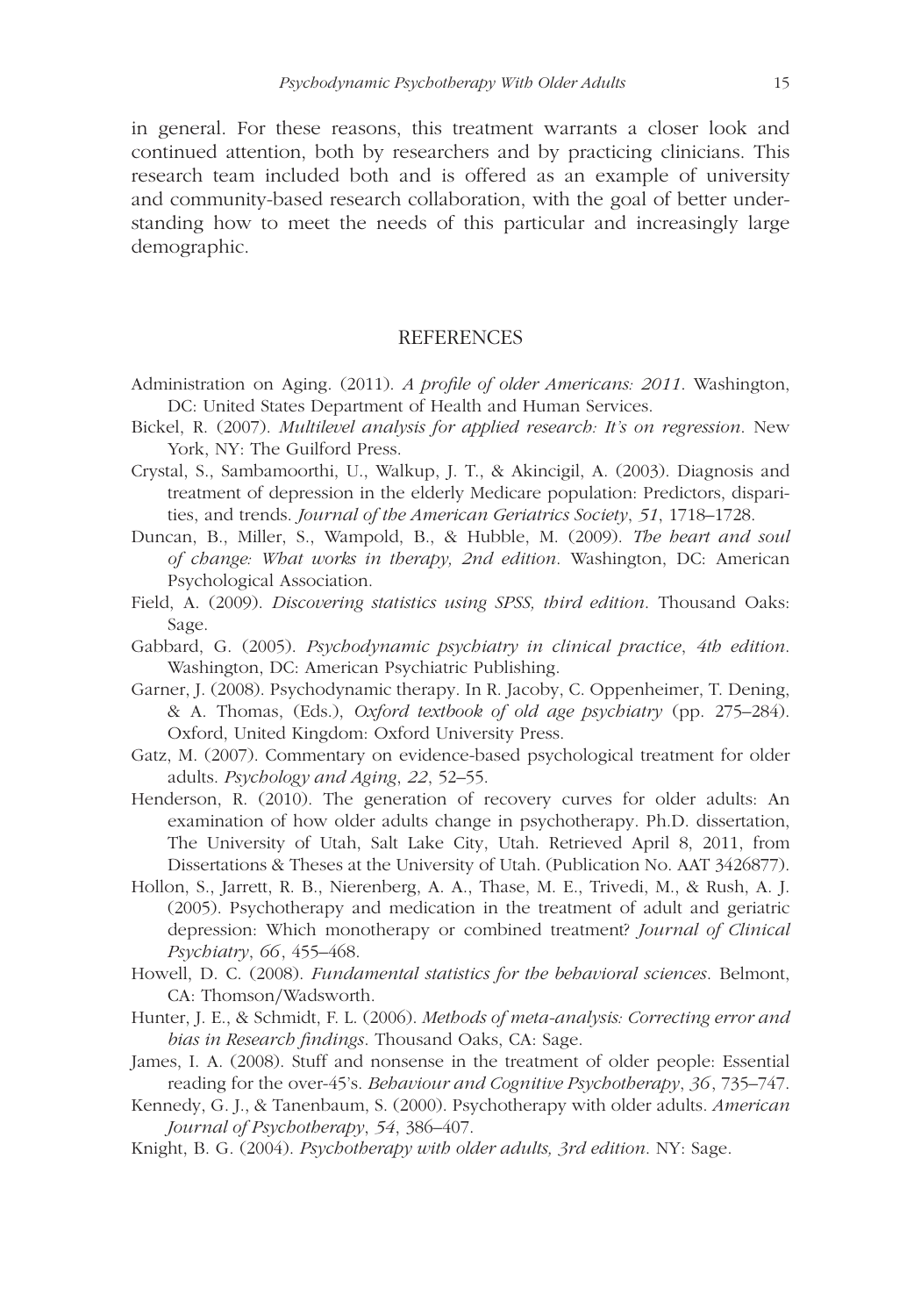in general. For these reasons, this treatment warrants a closer look and continued attention, both by researchers and by practicing clinicians. This research team included both and is offered as an example of university and community-based research collaboration, with the goal of better understanding how to meet the needs of this particular and increasingly large demographic.

## REFERENCES

Administration on Aging. (2011). *A profile of older Americans: 2011*. Washington, DC: United States Department of Health and Human Services.

Bickel, R. (2007). *Multilevel analysis for applied research: It's on regression*. New York, NY: The Guilford Press.

Crystal, S., Sambamoorthi, U., Walkup, J. T., & Akincigil, A. (2003). Diagnosis and treatment of depression in the elderly Medicare population: Predictors, disparities, and trends. *Journal of the American Geriatrics Society*, *51*, 1718–1728.

Duncan, B., Miller, S., Wampold, B., & Hubble, M. (2009). *The heart and soul of change: What works in therapy, 2nd edition*. Washington, DC: American Psychological Association.

Field, A. (2009). *Discovering statistics using SPSS, third edition*. Thousand Oaks: Sage.

Gabbard, G. (2005). *Psychodynamic psychiatry in clinical practice*, *4th edition*. Washington, DC: American Psychiatric Publishing.

Garner, J. (2008). Psychodynamic therapy. In R. Jacoby, C. Oppenheimer, T. Dening, & A. Thomas, (Eds.), *Oxford textbook of old age psychiatry* (pp. 275–284). Oxford, United Kingdom: Oxford University Press.

Gatz, M. (2007). Commentary on evidence-based psychological treatment for older adults. *Psychology and Aging*, *22*, 52–55.

Henderson, R. (2010). The generation of recovery curves for older adults: An examination of how older adults change in psychotherapy. Ph.D. dissertation, The University of Utah, Salt Lake City, Utah. Retrieved April 8, 2011, from Dissertations & Theses at the University of Utah. (Publication No. AAT 3426877).

Hollon, S., Jarrett, R. B., Nierenberg, A. A., Thase, M. E., Trivedi, M., & Rush, A. J. (2005). Psychotherapy and medication in the treatment of adult and geriatric depression: Which monotherapy or combined treatment? *Journal of Clinical Psychiatry*, *66*, 455–468.

Howell, D. C. (2008). *Fundamental statistics for the behavioral sciences*. Belmont, CA: Thomson/Wadsworth.

Hunter, J. E., & Schmidt, F. L. (2006). *Methods of meta-analysis: Correcting error and bias in Research findings*. Thousand Oaks, CA: Sage.

James, I. A. (2008). Stuff and nonsense in the treatment of older people: Essential reading for the over-45's. *Behaviour and Cognitive Psychotherapy*, *36*, 735–747.

Kennedy, G. J., & Tanenbaum, S. (2000). Psychotherapy with older adults. *American Journal of Psychotherapy*, *54*, 386–407.

Knight, B. G. (2004). *Psychotherapy with older adults, 3rd edition*. NY: Sage.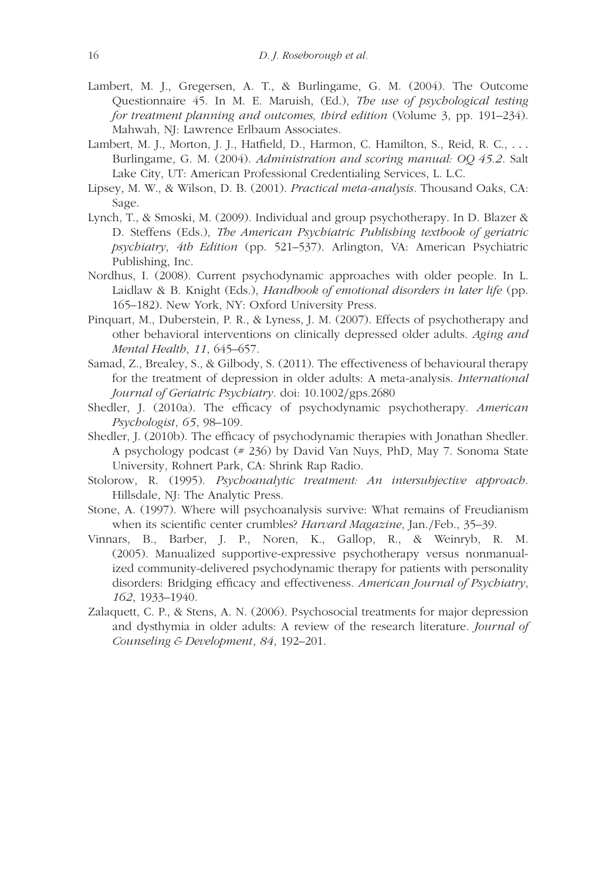Lambert, M. J., Gregersen, A. T., & Burlingame, G. M. (2004). The Outcome Questionnaire 45. In M. E. Maruish, (Ed.), *The use of psychological testing for treatment planning and outcomes, third edition* (Volume 3, pp. 191–234). Mahwah, NJ: Lawrence Erlbaum Associates.

Lambert, M. J., Morton, J. J., Hatfield, D., Harmon, C. Hamilton, S., Reid, R. C., . . . Burlingame, G. M. (2004). *Administration and scoring manual: OQ 45.2*. Salt Lake City, UT: American Professional Credentialing Services, L. L.C.

Lipsey, M. W., & Wilson, D. B. (2001). *Practical meta-analysis*. Thousand Oaks, CA: Sage.

Lynch, T., & Smoski, M. (2009). Individual and group psychotherapy. In D. Blazer & D. Steffens (Eds.), *The American Psychiatric Publishing textbook of geriatric psychiatry*, *4th Edition* (pp. 521–537). Arlington, VA: American Psychiatric Publishing, Inc.

Nordhus, I. (2008). Current psychodynamic approaches with older people. In L. Laidlaw & B. Knight (Eds.), *Handbook of emotional disorders in later life* (pp. 165–182). New York, NY: Oxford University Press.

Pinquart, M., Duberstein, P. R., & Lyness, J. M. (2007). Effects of psychotherapy and other behavioral interventions on clinically depressed older adults. *Aging and Mental Health*, *11*, 645–657.

Samad, Z., Brealey, S., & Gilbody, S. (2011). The effectiveness of behavioural therapy for the treatment of depression in older adults: A meta-analysis. *International Journal of Geriatric Psychiatry*. doi: 10.1002/gps.2680

Shedler, J. (2010a). The efficacy of psychodynamic psychotherapy. *American Psychologist*, *65*, 98–109.

Shedler, J. (2010b). The efficacy of psychodynamic therapies with Jonathan Shedler. A psychology podcast (# 236) by David Van Nuys, PhD, May 7. Sonoma State University, Rohnert Park, CA: Shrink Rap Radio.

Stolorow, R. (1995). *Psychoanalytic treatment: An intersubjective approach*. Hillsdale, NJ: The Analytic Press.

Stone, A. (1997). Where will psychoanalysis survive: What remains of Freudianism when its scientific center crumbles? *Harvard Magazine*, Jan./Feb., 35–39.

Vinnars, B., Barber, J. P., Noren, K., Gallop, R., & Weinryb, R. M. (2005). Manualized supportive-expressive psychotherapy versus nonmanualized community-delivered psychodynamic therapy for patients with personality disorders: Bridging efficacy and effectiveness. *American Journal of Psychiatry*, *162*, 1933–1940.

Zalaquett, C. P., & Stens, A. N. (2006). Psychosocial treatments for major depression and dysthymia in older adults: A review of the research literature. *Journal of Counseling & Development*, *84*, 192–201.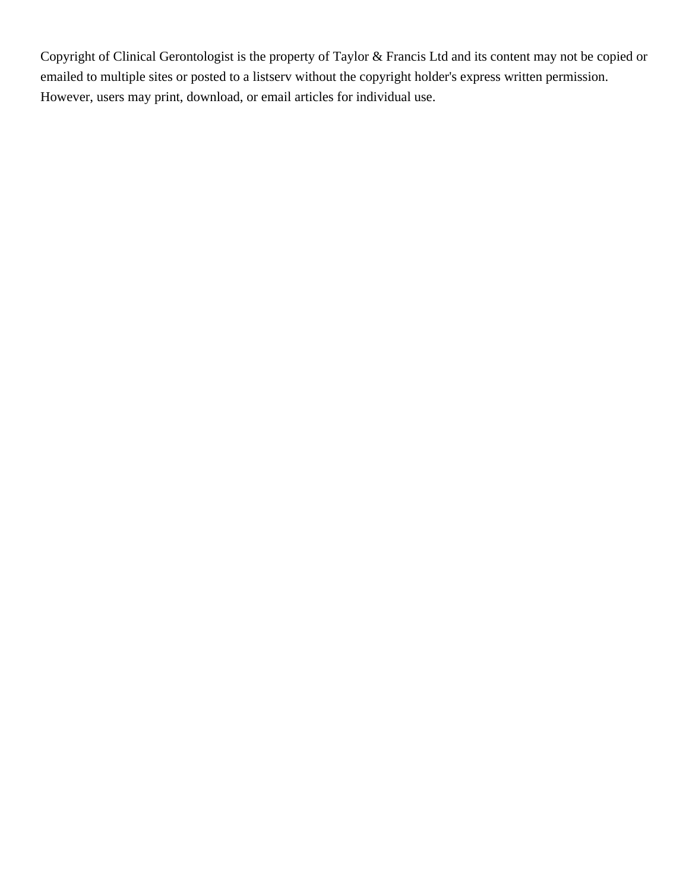Copyright of Clinical Gerontologist is the property of Taylor & Francis Ltd and its content may not be copied or emailed to multiple sites or posted to a listserv without the copyright holder's express written permission. However, users may print, download, or email articles for individual use.